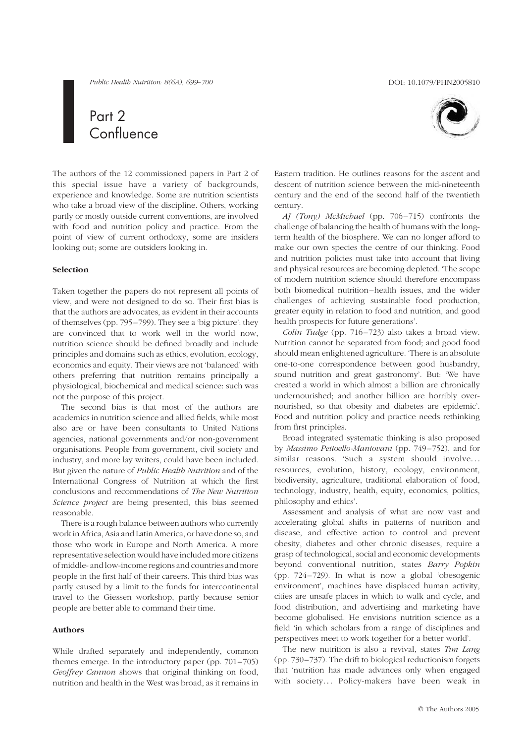# Part 2 Confluence

The authors of the 12 commissioned papers in Part 2 of this special issue have a variety of backgrounds, experience and knowledge. Some are nutrition scientists who take a broad view of the discipline. Others, working partly or mostly outside current conventions, are involved with food and nutrition policy and practice. From the point of view of current orthodoxy, some are insiders looking out; some are outsiders looking in.

### Selection

Taken together the papers do not represent all points of view, and were not designed to do so. Their first bias is that the authors are advocates, as evident in their accounts of themselves (pp. 795–799). They see a 'big picture': they are convinced that to work well in the world now, nutrition science should be defined broadly and include principles and domains such as ethics, evolution, ecology, economics and equity. Their views are not 'balanced' with others preferring that nutrition remains principally a physiological, biochemical and medical science: such was not the purpose of this project.

The second bias is that most of the authors are academics in nutrition science and allied fields, while most also are or have been consultants to United Nations agencies, national governments and/or non-government organisations. People from government, civil society and industry, and more lay writers, could have been included. But given the nature of *Public Health Nutrition* and of the International Congress of Nutrition at which the first conclusions and recommendations of *The New Nutrition Science project* are being presented, this bias seemed reasonable.

There is a rough balance between authors who currently work in Africa, Asia and Latin America, or have done so, and those who work in Europe and North America. A more representative selection would have included more citizens of middle- and low-income regions and countries and more people in the first half of their careers. This third bias was partly caused by a limit to the funds for intercontinental travel to the Giessen workshop, partly because senior people are better able to command their time.

### Authors

While drafted separately and independently, common themes emerge. In the introductory paper (pp. 701–705) *Geoffrey Cannon* shows that original thinking on food, nutrition and health in the West was broad, as it remains in Eastern tradition. He outlines reasons for the ascent and descent of nutrition science between the mid-nineteenth century and the end of the second half of the twentieth century.

*AJ (Tony) McMichael* (pp. 706–715) confronts the challenge of balancing the health of humans with the long-term health of the biosphere. We can no longer afford to make our own species the centre of our thinking. Food and nutrition policies must take into account that living and physical resources are becoming depleted. 'The scope of modern nutrition science should therefore encompass both biomedical nutrition–health issues, and the wider challenges of achieving sustainable food production, greater equity in relation to food and nutrition, and good health prospects for future generations'.

*Colin Tudge* (pp. 716–723) also takes a broad view. Nutrition cannot be separated from food; and good food should mean enlightened agriculture. 'There is an absolute one-to-one correspondence between good husbandry, sound nutrition and great gastronomy'. But: 'We have created a world in which almost a billion are chronically undernourished; and another billion are horribly overnourished, so that obesity and diabetes are epidemic'. Food and nutrition policy and practice needs rethinking from first principles.

Broad integrated systematic thinking is also proposed by *Massimo Pettoello-Mantovani* (pp. 749–752), and for similar reasons. 'Such a system should involve… resources, evolution, history, ecology, environment, biodiversity, agriculture, traditional elaboration of food, technology, industry, health, equity, economics, politics, philosophy and ethics'.

Assessment and analysis of what are now vast and accelerating global shifts in patterns of nutrition and disease, and effective action to control and prevent obesity, diabetes and other chronic diseases, require a grasp of technological, social and economic developments beyond conventional nutrition, states *Barry Popkin* (pp. 724–729). In what is now a global 'obesogenic environment', machines have displaced human activity, cities are unsafe places in which to walk and cycle, and food distribution, and advertising and marketing have become globalised. He envisions nutrition science as a field 'in which scholars from a range of disciplines and perspectives meet to work together for a better world'.

The new nutrition is also a revival, states *Tim Lang* (pp. 730–737). The drift to biological reductionism forgets that 'nutrition has made advances only when engaged with society… Policy-makers have been weak in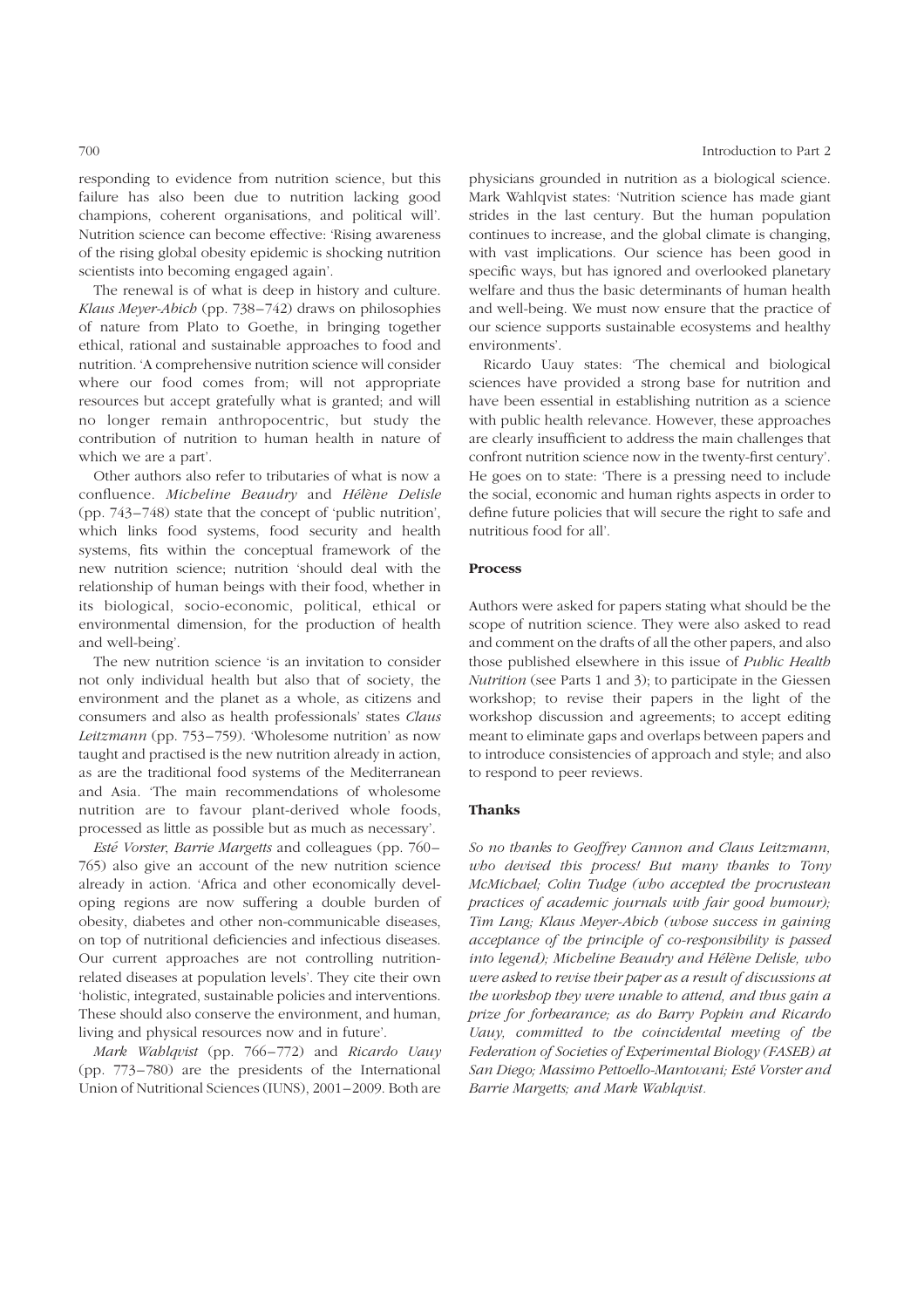responding to evidence from nutrition science, but this failure has also been due to nutrition lacking good champions, coherent organisations, and political will'. Nutrition science can become effective: 'Rising awareness of the rising global obesity epidemic is shocking nutrition scientists into becoming engaged again'.

The renewal is of what is deep in history and culture. *Klaus Meyer-Abich* (pp. 738–742) draws on philosophies of nature from Plato to Goethe, in bringing together ethical, rational and sustainable approaches to food and nutrition. 'A comprehensive nutrition science will consider where our food comes from; will not appropriate resources but accept gratefully what is granted; and will no longer remain anthropocentric, but study the contribution of nutrition to human health in nature of which we are a part'.

Other authors also refer to tributaries of what is now a confluence. *Micheline Beaudry* and *Hélène Delisle* (pp. 743–748) state that the concept of 'public nutrition', which links food systems, food security and health systems, fits within the conceptual framework of the new nutrition science; nutrition 'should deal with the relationship of human beings with their food, whether in its biological, socio-economic, political, ethical or environmental dimension, for the production of health and well-being'.

The new nutrition science 'is an invitation to consider not only individual health but also that of society, the environment and the planet as a whole, as citizens and consumers and also as health professionals' states *Claus Leitzmann* (pp. 753–759). 'Wholesome nutrition' as now taught and practised is the new nutrition already in action, as are the traditional food systems of the Mediterranean and Asia. 'The main recommendations of wholesome nutrition are to favour plant-derived whole foods, processed as little as possible but as much as necessary'.

*Esté Vorster*, *Barrie Margetts* and colleagues (pp. 760–765) also give an account of the new nutrition science already in action. 'Africa and other economically developing regions are now suffering a double burden of obesity, diabetes and other non-communicable diseases, on top of nutritional deficiencies and infectious diseases. Our current approaches are not controlling nutrition-related diseases at population levels'. They cite their own 'holistic, integrated, sustainable policies and interventions. These should also conserve the environment, and human, living and physical resources now and in future'.

*Mark Wahlqvist* (pp. 766–772) and *Ricardo Uauy* (pp. 773–780) are the presidents of the International Union of Nutritional Sciences (IUNS), 2001–2009. Both are physicians grounded in nutrition as a biological science. Mark Wahlqvist states: 'Nutrition science has made giant strides in the last century. But the human population continues to increase, and the global climate is changing, with vast implications. Our science has been good in specific ways, but has ignored and overlooked planetary welfare and thus the basic determinants of human health and well-being. We must now ensure that the practice of our science supports sustainable ecosystems and healthy environments'.

Ricardo Uauy states: 'The chemical and biological sciences have provided a strong base for nutrition and have been essential in establishing nutrition as a science with public health relevance. However, these approaches are clearly insufficient to address the main challenges that confront nutrition science now in the twenty-first century'. He goes on to state: 'There is a pressing need to include the social, economic and human rights aspects in order to define future policies that will secure the right to safe and nutritious food for all'.

### Process

Authors were asked for papers stating what should be the scope of nutrition science. They were also asked to read and comment on the drafts of all the other papers, and also those published elsewhere in this issue of *Public Health Nutrition* (see Parts 1 and 3); to participate in the Giessen workshop; to revise their papers in the light of the workshop discussion and agreements; to accept editing meant to eliminate gaps and overlaps between papers and to introduce consistencies of approach and style; and also to respond to peer reviews.

### Thanks

*So no thanks to Geoffrey Cannon and Claus Leitzmann, who devised this process! But many thanks to Tony McMichael; Colin Tudge (who accepted the procrustean practices of academic journals with fair good humour); Tim Lang; Klaus Meyer-Abich (whose success in gaining acceptance of the principle of co-responsibility is passed into legend); Micheline Beaudry and Hélène Delisle, who were asked to revise their paper as a result of discussions at the workshop they were unable to attend, and thus gain a prize for forbearance; as do Barry Popkin and Ricardo Uauy, committed to the coincidental meeting of the Federation of Societies of Experimental Biology (FASEB) at San Diego; Massimo Pettoello-Mantovani; Esté Vorster and Barrie Margetts; and Mark Wahlqvist.*